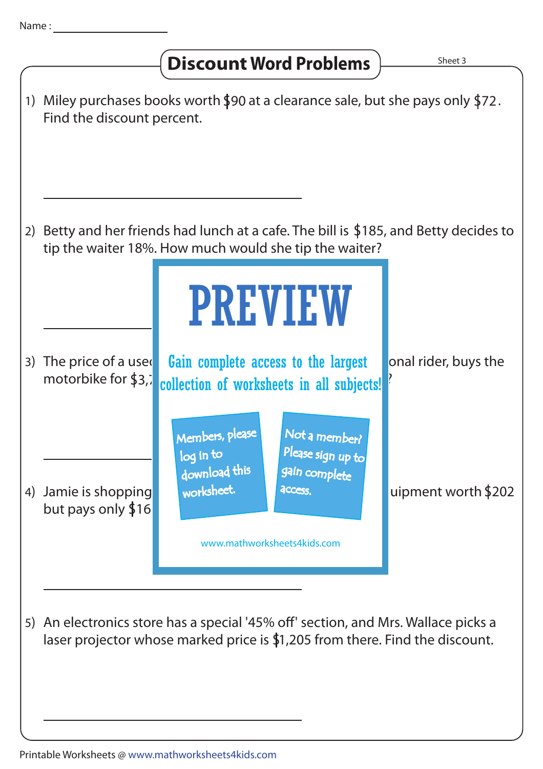Name : ________________

# Discount Word Problems

Sheet 3

1) Miley purchases books worth $90 at a clearance sale, but she pays only $72. Find the discount percent.

_______________________________

2) Betty and her friends had lunch at a cafe. The bill is $185, and Betty decides to tip the waiter 18%. How much would she tip the waiter?

_______________________________

PREVIEW

Gain complete access to the largest collection of worksheets in all subjects!

Members, please log in to download this worksheet.

Not a member? Please sign up to gain complete access.

www.mathworksheets4kids.com

3) The price of a usec onal rider, buys the motorbike for $3,7 ?

_______________________________

4) Jamie is shopping uipment worth $202 but pays only $16

_______________________________

5) An electronics store has a special '45% off' section, and Mrs. Wallace picks a laser projector whose marked price is $1,205 from there. Find the discount.

_______________________________

Printable Worksheets @ www.mathworksheets4kids.com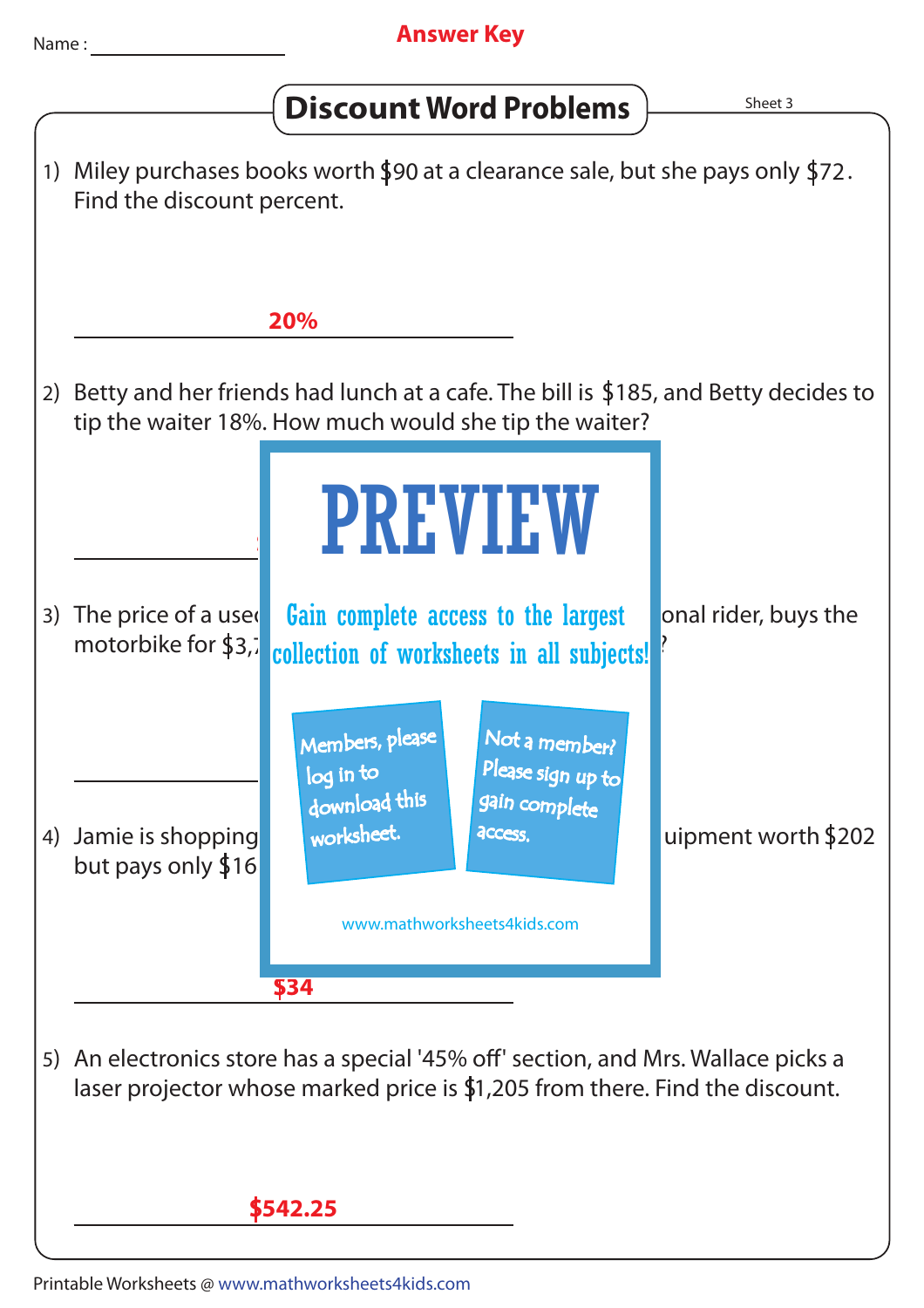Name : ____________

**Answer Key**

# Discount Word Problems

Sheet 3

1) Miley purchases books worth $90 at a clearance sale, but she pays only $72. Find the discount percent.

**20%**

2) Betty and her friends had lunch at a cafe. The bill is $185, and Betty decides to tip the waiter 18%. How much would she tip the waiter?

**PREVIEW**

Gain complete access to the largest collection of worksheets in all subjects!

Members, please log in to download this worksheet.

Not a member? Please sign up to gain complete access.

www.mathworksheets4kids.com

3) The price of a used ... onal rider, buys the motorbike for $3,7 ... ?

4) Jamie is shopping ... uipment worth $202 but pays only $16

**$34**

5) An electronics store has a special '45% off' section, and Mrs. Wallace picks a laser projector whose marked price is $1,205 from there. Find the discount.

**$542.25**

Printable Worksheets @ www.mathworksheets4kids.com